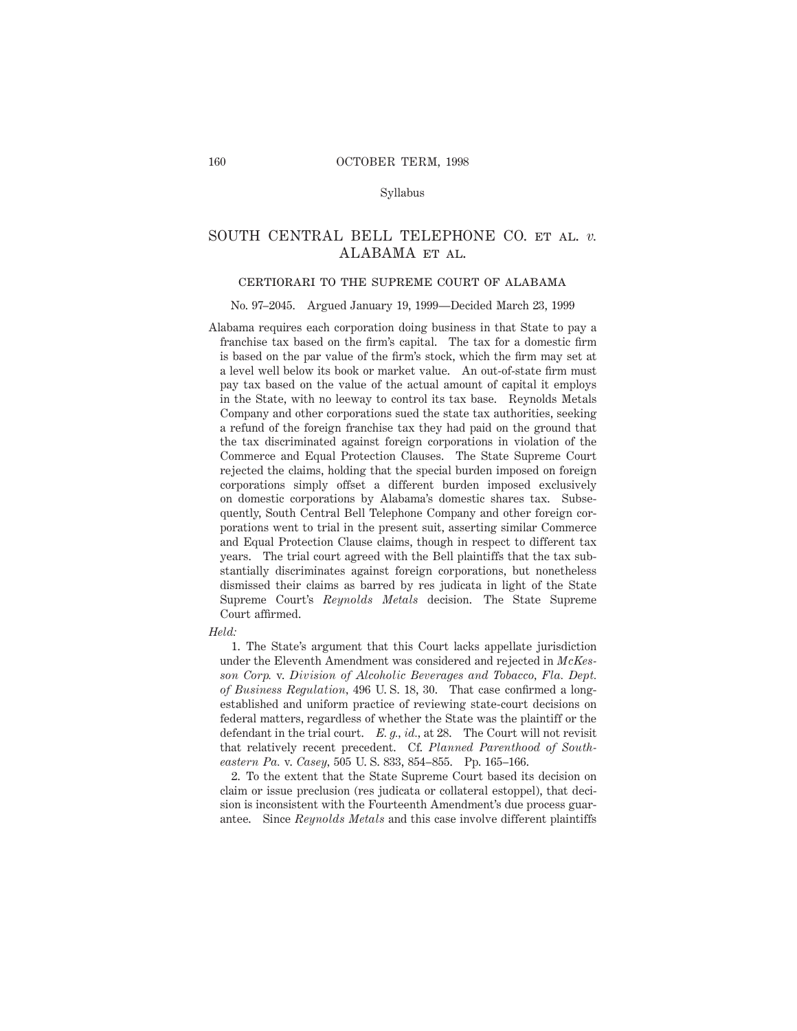Syllabus

# SOUTH CENTRAL BELL TELEPHONE CO. ET AL. *v.* ALABAMA ET AL.

## CERTIORARI TO THE SUPREME COURT OF ALABAMA

No. 97–2045. Argued January 19, 1999—Decided March 23, 1999

Alabama requires each corporation doing business in that State to pay a franchise tax based on the firm's capital. The tax for a domestic firm is based on the par value of the firm's stock, which the firm may set at a level well below its book or market value. An out-of-state firm must pay tax based on the value of the actual amount of capital it employs in the State, with no leeway to control its tax base. Reynolds Metals Company and other corporations sued the state tax authorities, seeking a refund of the foreign franchise tax they had paid on the ground that the tax discriminated against foreign corporations in violation of the Commerce and Equal Protection Clauses. The State Supreme Court rejected the claims, holding that the special burden imposed on foreign corporations simply offset a different burden imposed exclusively on domestic corporations by Alabama's domestic shares tax. Subsequently, South Central Bell Telephone Company and other foreign corporations went to trial in the present suit, asserting similar Commerce and Equal Protection Clause claims, though in respect to different tax years. The trial court agreed with the Bell plaintiffs that the tax substantially discriminates against foreign corporations, but nonetheless dismissed their claims as barred by res judicata in light of the State Supreme Court's *Reynolds Metals* decision. The State Supreme Court affirmed.

*Held:*

1. The State's argument that this Court lacks appellate jurisdiction under the Eleventh Amendment was considered and rejected in *McKesson Corp.* v. *Division of Alcoholic Beverages and Tobacco, Fla. Dept. of Business Regulation*, 496 U. S. 18, 30. That case confirmed a long-established and uniform practice of reviewing state-court decisions on federal matters, regardless of whether the State was the plaintiff or the defendant in the trial court. *E. g., id.*, at 28. The Court will not revisit that relatively recent precedent. Cf. *Planned Parenthood of Southeastern Pa.* v. *Casey*, 505 U. S. 833, 854–855. Pp. 165–166.

2. To the extent that the State Supreme Court based its decision on claim or issue preclusion (res judicata or collateral estoppel), that decision is inconsistent with the Fourteenth Amendment's due process guarantee. Since *Reynolds Metals* and this case involve different plaintiffs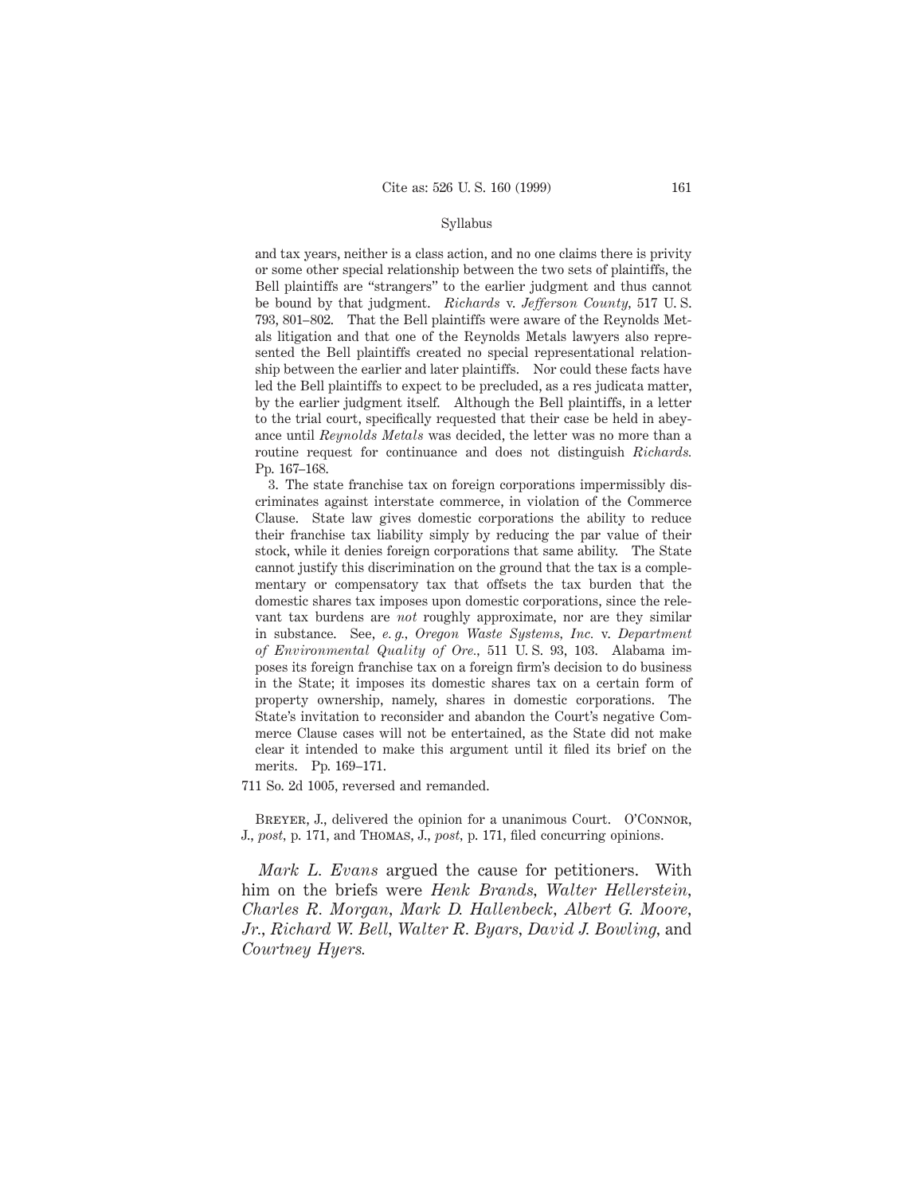and tax years, neither is a class action, and no one claims there is privity or some other special relationship between the two sets of plaintiffs, the Bell plaintiffs are "strangers" to the earlier judgment and thus cannot be bound by that judgment. *Richards* v. *Jefferson County,* 517 U. S. 793, 801–802. That the Bell plaintiffs were aware of the Reynolds Metals litigation and that one of the Reynolds Metals lawyers also represented the Bell plaintiffs created no special representational relationship between the earlier and later plaintiffs. Nor could these facts have led the Bell plaintiffs to expect to be precluded, as a res judicata matter, by the earlier judgment itself. Although the Bell plaintiffs, in a letter to the trial court, specifically requested that their case be held in abeyance until *Reynolds Metals* was decided, the letter was no more than a routine request for continuance and does not distinguish *Richards.* Pp. 167–168.

3. The state franchise tax on foreign corporations impermissibly discriminates against interstate commerce, in violation of the Commerce Clause. State law gives domestic corporations the ability to reduce their franchise tax liability simply by reducing the par value of their stock, while it denies foreign corporations that same ability. The State cannot justify this discrimination on the ground that the tax is a complementary or compensatory tax that offsets the tax burden that the domestic shares tax imposes upon domestic corporations, since the relevant tax burdens are *not* roughly approximate, nor are they similar in substance. See, *e. g., Oregon Waste Systems, Inc.* v. *Department of Environmental Quality of Ore.,* 511 U. S. 93, 103. Alabama imposes its foreign franchise tax on a foreign firm's decision to do business in the State; it imposes its domestic shares tax on a certain form of property ownership, namely, shares in domestic corporations. The State's invitation to reconsider and abandon the Court's negative Commerce Clause cases will not be entertained, as the State did not make clear it intended to make this argument until it filed its brief on the merits. Pp. 169–171.

711 So. 2d 1005, reversed and remanded.

Breyer, J., delivered the opinion for a unanimous Court. O'Connor, J., *post,* p. 171, and Thomas, J., *post,* p. 171, filed concurring opinions.

*Mark L. Evans* argued the cause for petitioners. With him on the briefs were *Henk Brands, Walter Hellerstein, Charles R. Morgan, Mark D. Hallenbeck, Albert G. Moore, Jr., Richard W. Bell, Walter R. Byars, David J. Bowling,* and *Courtney Hyers.*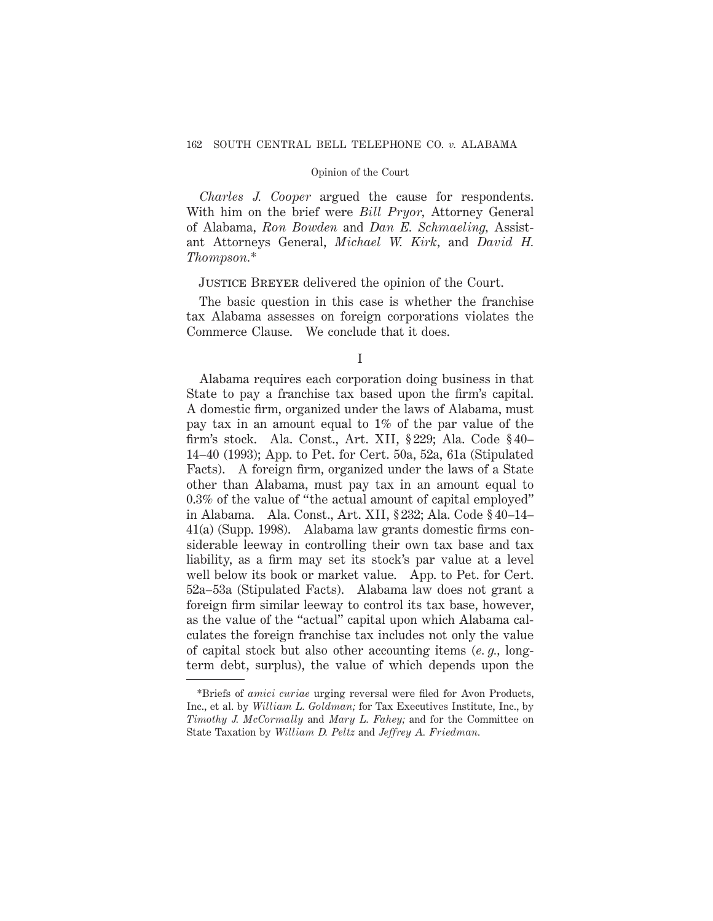*Charles J. Cooper* argued the cause for respondents. With him on the brief were *Bill Pryor,* Attorney General of Alabama, *Ron Bowden* and *Dan E. Schmaeling,* Assistant Attorneys General, *Michael W. Kirk,* and *David H. Thompson.*\*

Justice Breyer delivered the opinion of the Court.

The basic question in this case is whether the franchise tax Alabama assesses on foreign corporations violates the Commerce Clause. We conclude that it does.

I

Alabama requires each corporation doing business in that State to pay a franchise tax based upon the firm's capital. A domestic firm, organized under the laws of Alabama, must pay tax in an amount equal to 1% of the par value of the firm's stock. Ala. Const., Art. XII, § 229; Ala. Code § 40–14–40 (1993); App. to Pet. for Cert. 50a, 52a, 61a (Stipulated Facts). A foreign firm, organized under the laws of a State other than Alabama, must pay tax in an amount equal to 0.3% of the value of "the actual amount of capital employed" in Alabama. Ala. Const., Art. XII, § 232; Ala. Code § 40–14–41(a) (Supp. 1998). Alabama law grants domestic firms considerable leeway in controlling their own tax base and tax liability, as a firm may set its stock's par value at a level well below its book or market value. App. to Pet. for Cert. 52a–53a (Stipulated Facts). Alabama law does not grant a foreign firm similar leeway to control its tax base, however, as the value of the "actual" capital upon which Alabama calculates the foreign franchise tax includes not only the value of capital stock but also other accounting items (*e. g.,* long-term debt, surplus), the value of which depends upon the

---

\*Briefs of *amici curiae* urging reversal were filed for Avon Products, Inc., et al. by *William L. Goldman;* for Tax Executives Institute, Inc., by *Timothy J. McCormally* and *Mary L. Fahey;* and for the Committee on State Taxation by *William D. Peltz* and *Jeffrey A. Friedman.*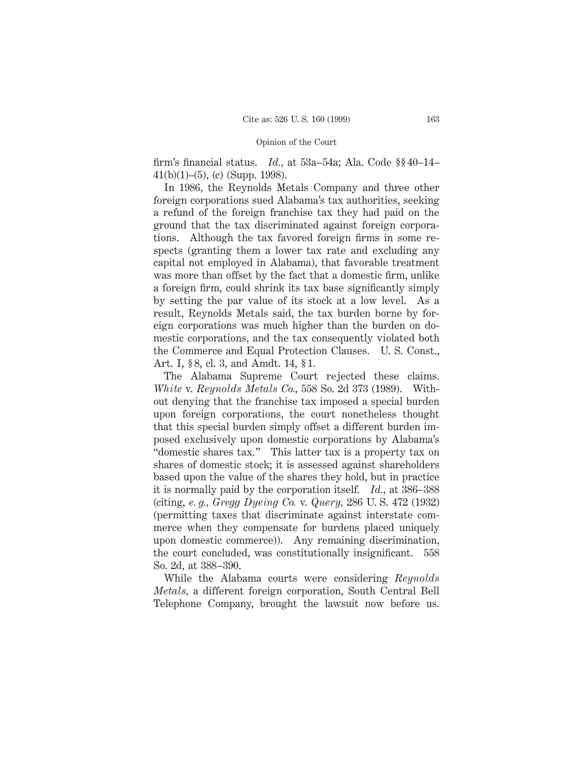firm's financial status. *Id.*, at 53a–54a; Ala. Code §§ 40–14–41(b)(1)–(5), (c) (Supp. 1998).

In 1986, the Reynolds Metals Company and three other foreign corporations sued Alabama's tax authorities, seeking a refund of the foreign franchise tax they had paid on the ground that the tax discriminated against foreign corporations. Although the tax favored foreign firms in some respects (granting them a lower tax rate and excluding any capital not employed in Alabama), that favorable treatment was more than offset by the fact that a domestic firm, unlike a foreign firm, could shrink its tax base significantly simply by setting the par value of its stock at a low level. As a result, Reynolds Metals said, the tax burden borne by foreign corporations was much higher than the burden on domestic corporations, and the tax consequently violated both the Commerce and Equal Protection Clauses. U. S. Const., Art. I, § 8, cl. 3, and Amdt. 14, § 1.

The Alabama Supreme Court rejected these claims. *White* v. *Reynolds Metals Co.*, 558 So. 2d 373 (1989). Without denying that the franchise tax imposed a special burden upon foreign corporations, the court nonetheless thought that this special burden simply offset a different burden imposed exclusively upon domestic corporations by Alabama's "domestic shares tax." This latter tax is a property tax on shares of domestic stock; it is assessed against shareholders based upon the value of the shares they hold, but in practice it is normally paid by the corporation itself. *Id.*, at 386–388 (citing, *e. g.*, *Gregg Dyeing Co.* v. *Query*, 286 U. S. 472 (1932) (permitting taxes that discriminate against interstate commerce when they compensate for burdens placed uniquely upon domestic commerce)). Any remaining discrimination, the court concluded, was constitutionally insignificant. 558 So. 2d, at 388–390.

While the Alabama courts were considering *Reynolds Metals*, a different foreign corporation, South Central Bell Telephone Company, brought the lawsuit now before us.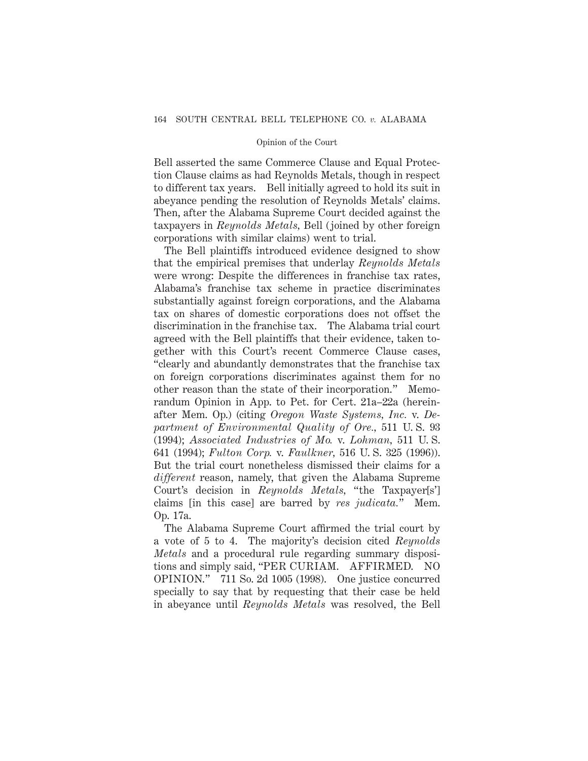Bell asserted the same Commerce Clause and Equal Protection Clause claims as had Reynolds Metals, though in respect to different tax years. Bell initially agreed to hold its suit in abeyance pending the resolution of Reynolds Metals' claims. Then, after the Alabama Supreme Court decided against the taxpayers in *Reynolds Metals,* Bell (joined by other foreign corporations with similar claims) went to trial.

The Bell plaintiffs introduced evidence designed to show that the empirical premises that underlay *Reynolds Metals* were wrong: Despite the differences in franchise tax rates, Alabama's franchise tax scheme in practice discriminates substantially against foreign corporations, and the Alabama tax on shares of domestic corporations does not offset the discrimination in the franchise tax. The Alabama trial court agreed with the Bell plaintiffs that their evidence, taken together with this Court's recent Commerce Clause cases, "clearly and abundantly demonstrates that the franchise tax on foreign corporations discriminates against them for no other reason than the state of their incorporation." Memorandum Opinion in App. to Pet. for Cert. 21a–22a (hereinafter Mem. Op.) (citing *Oregon Waste Systems, Inc.* v. *Department of Environmental Quality of Ore.,* 511 U. S. 93 (1994); *Associated Industries of Mo.* v. *Lohman,* 511 U. S. 641 (1994); *Fulton Corp.* v. *Faulkner,* 516 U. S. 325 (1996)). But the trial court nonetheless dismissed their claims for a *different* reason, namely, that given the Alabama Supreme Court's decision in *Reynolds Metals,* "the Taxpayer[s'] claims [in this case] are barred by *res judicata.*" Mem. Op. 17a.

The Alabama Supreme Court affirmed the trial court by a vote of 5 to 4. The majority's decision cited *Reynolds Metals* and a procedural rule regarding summary dispositions and simply said, "PER CURIAM. AFFIRMED. NO OPINION." 711 So. 2d 1005 (1998). One justice concurred specially to say that by requesting that their case be held in abeyance until *Reynolds Metals* was resolved, the Bell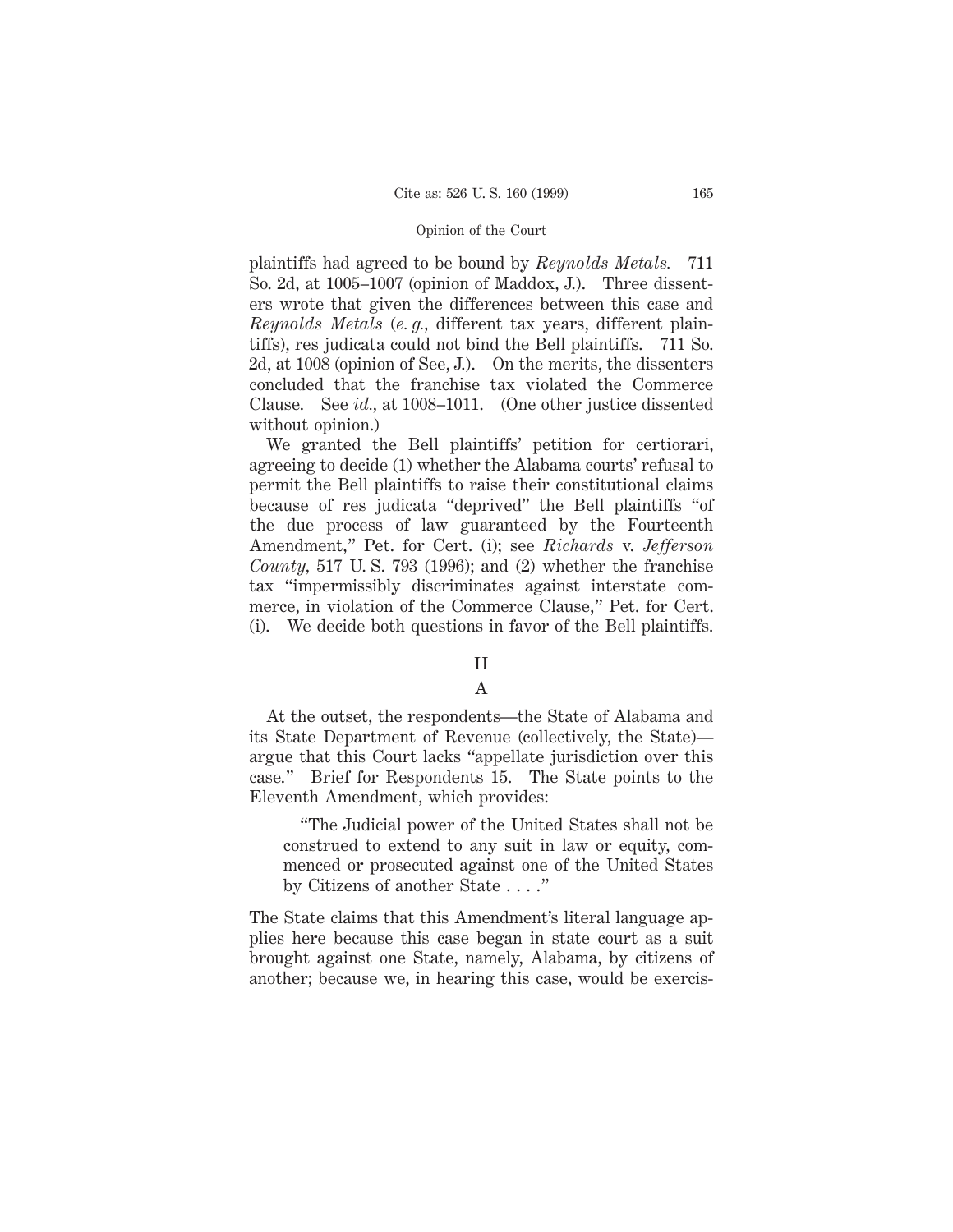plaintiffs had agreed to be bound by *Reynolds Metals.* 711 So. 2d, at 1005–1007 (opinion of Maddox, J.). Three dissenters wrote that given the differences between this case and *Reynolds Metals* (*e. g.,* different tax years, different plaintiffs), res judicata could not bind the Bell plaintiffs. 711 So. 2d, at 1008 (opinion of See, J.). On the merits, the dissenters concluded that the franchise tax violated the Commerce Clause. See *id.*, at 1008–1011. (One other justice dissented without opinion.)

We granted the Bell plaintiffs' petition for certiorari, agreeing to decide (1) whether the Alabama courts' refusal to permit the Bell plaintiffs to raise their constitutional claims because of res judicata "deprived" the Bell plaintiffs "of the due process of law guaranteed by the Fourteenth Amendment," Pet. for Cert. (i); see *Richards* v. *Jefferson County*, 517 U. S. 793 (1996); and (2) whether the franchise tax "impermissibly discriminates against interstate commerce, in violation of the Commerce Clause," Pet. for Cert. (i). We decide both questions in favor of the Bell plaintiffs.

## II

### A

At the outset, the respondents—the State of Alabama and its State Department of Revenue (collectively, the State)—argue that this Court lacks "appellate jurisdiction over this case." Brief for Respondents 15. The State points to the Eleventh Amendment, which provides:

> "The Judicial power of the United States shall not be construed to extend to any suit in law or equity, commenced or prosecuted against one of the United States by Citizens of another State . . . ."

The State claims that this Amendment's literal language applies here because this case began in state court as a suit brought against one State, namely, Alabama, by citizens of another; because we, in hearing this case, would be exercis-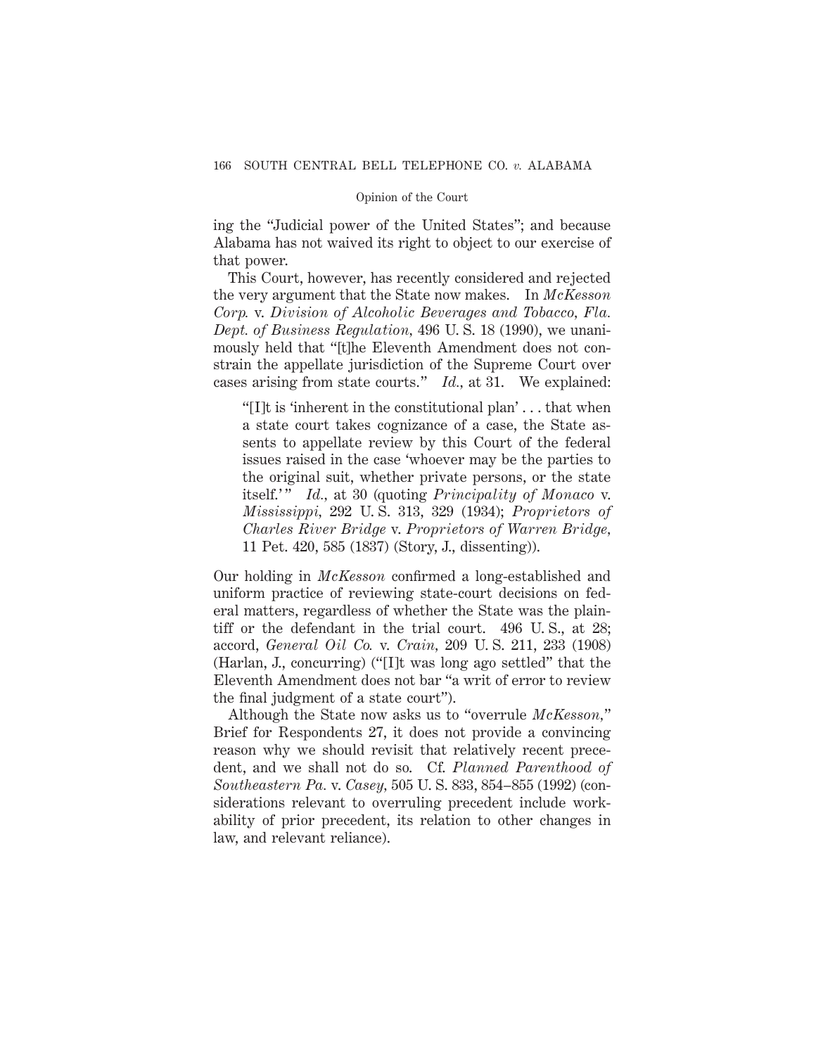ing the "Judicial power of the United States"; and because Alabama has not waived its right to object to our exercise of that power.

This Court, however, has recently considered and rejected the very argument that the State now makes. In *McKesson Corp.* v. *Division of Alcoholic Beverages and Tobacco, Fla. Dept. of Business Regulation,* 496 U. S. 18 (1990), we unanimously held that "[t]he Eleventh Amendment does not constrain the appellate jurisdiction of the Supreme Court over cases arising from state courts." *Id.,* at 31. We explained:

> "[I]t is 'inherent in the constitutional plan' . . . that when a state court takes cognizance of a case, the State assents to appellate review by this Court of the federal issues raised in the case 'whoever may be the parties to the original suit, whether private persons, or the state itself.'" *Id.,* at 30 (quoting *Principality of Monaco* v. *Mississippi,* 292 U. S. 313, 329 (1934); *Proprietors of Charles River Bridge* v. *Proprietors of Warren Bridge,* 11 Pet. 420, 585 (1837) (Story, J., dissenting)).

Our holding in *McKesson* confirmed a long-established and uniform practice of reviewing state-court decisions on federal matters, regardless of whether the State was the plaintiff or the defendant in the trial court. 496 U. S., at 28; accord, *General Oil Co.* v. *Crain,* 209 U. S. 211, 233 (1908) (Harlan, J., concurring) ("[I]t was long ago settled" that the Eleventh Amendment does not bar "a writ of error to review the final judgment of a state court").

Although the State now asks us to "overrule *McKesson,*" Brief for Respondents 27, it does not provide a convincing reason why we should revisit that relatively recent precedent, and we shall not do so. Cf. *Planned Parenthood of Southeastern Pa.* v. *Casey,* 505 U. S. 833, 854–855 (1992) (considerations relevant to overruling precedent include workability of prior precedent, its relation to other changes in law, and relevant reliance).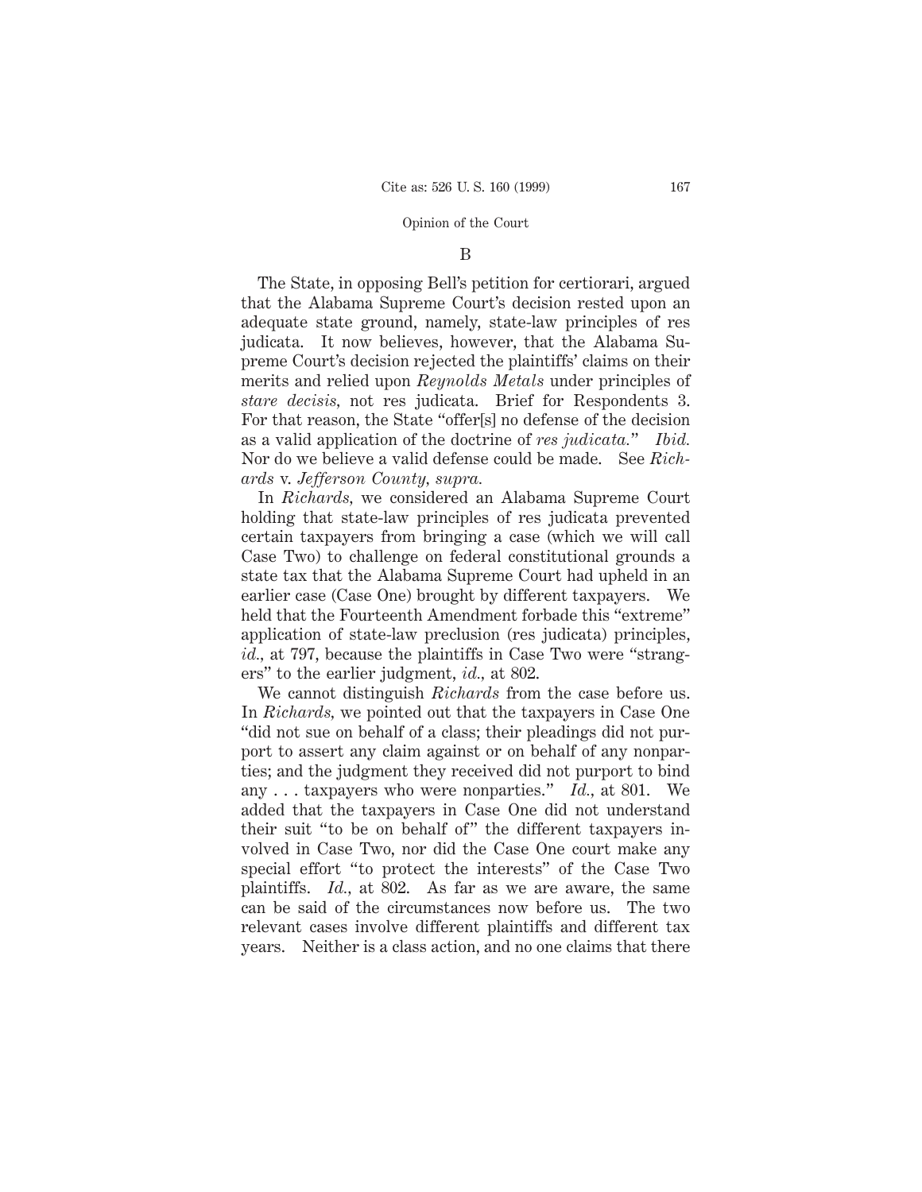### B

The State, in opposing Bell's petition for certiorari, argued that the Alabama Supreme Court's decision rested upon an adequate state ground, namely, state-law principles of res judicata. It now believes, however, that the Alabama Supreme Court's decision rejected the plaintiffs' claims on their merits and relied upon *Reynolds Metals* under principles of *stare decisis,* not res judicata. Brief for Respondents 3. For that reason, the State "offer[s] no defense of the decision as a valid application of the doctrine of *res judicata.*" *Ibid.* Nor do we believe a valid defense could be made. See *Richards* v. *Jefferson County, supra.*

In *Richards,* we considered an Alabama Supreme Court holding that state-law principles of res judicata prevented certain taxpayers from bringing a case (which we will call Case Two) to challenge on federal constitutional grounds a state tax that the Alabama Supreme Court had upheld in an earlier case (Case One) brought by different taxpayers. We held that the Fourteenth Amendment forbade this "extreme" application of state-law preclusion (res judicata) principles, *id.,* at 797, because the plaintiffs in Case Two were "strangers" to the earlier judgment, *id.,* at 802.

We cannot distinguish *Richards* from the case before us. In *Richards,* we pointed out that the taxpayers in Case One "did not sue on behalf of a class; their pleadings did not purport to assert any claim against or on behalf of any nonparties; and the judgment they received did not purport to bind any . . . taxpayers who were nonparties." *Id.,* at 801. We added that the taxpayers in Case One did not understand their suit "to be on behalf of" the different taxpayers involved in Case Two, nor did the Case One court make any special effort "to protect the interests" of the Case Two plaintiffs. *Id.,* at 802. As far as we are aware, the same can be said of the circumstances now before us. The two relevant cases involve different plaintiffs and different tax years. Neither is a class action, and no one claims that there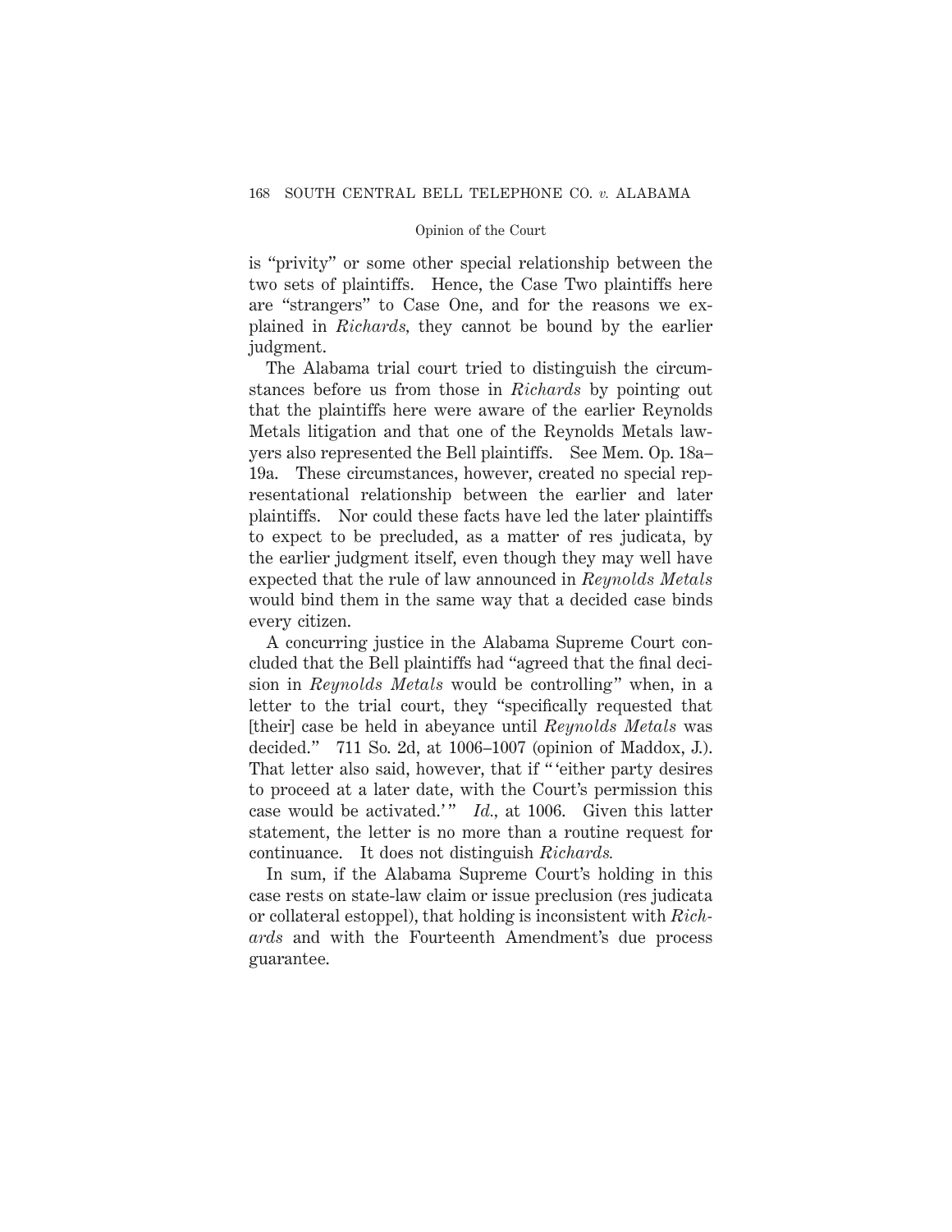is "privity" or some other special relationship between the two sets of plaintiffs. Hence, the Case Two plaintiffs here are "strangers" to Case One, and for the reasons we explained in *Richards*, they cannot be bound by the earlier judgment.

The Alabama trial court tried to distinguish the circumstances before us from those in *Richards* by pointing out that the plaintiffs here were aware of the earlier Reynolds Metals litigation and that one of the Reynolds Metals lawyers also represented the Bell plaintiffs. See Mem. Op. 18a–19a. These circumstances, however, created no special representational relationship between the earlier and later plaintiffs. Nor could these facts have led the later plaintiffs to expect to be precluded, as a matter of res judicata, by the earlier judgment itself, even though they may well have expected that the rule of law announced in *Reynolds Metals* would bind them in the same way that a decided case binds every citizen.

A concurring justice in the Alabama Supreme Court concluded that the Bell plaintiffs had "agreed that the final decision in *Reynolds Metals* would be controlling" when, in a letter to the trial court, they "specifically requested that [their] case be held in abeyance until *Reynolds Metals* was decided." 711 So. 2d, at 1006–1007 (opinion of Maddox, J.). That letter also said, however, that if " 'either party desires to proceed at a later date, with the Court's permission this case would be activated.' " *Id.*, at 1006. Given this latter statement, the letter is no more than a routine request for continuance. It does not distinguish *Richards.*

In sum, if the Alabama Supreme Court's holding in this case rests on state-law claim or issue preclusion (res judicata or collateral estoppel), that holding is inconsistent with *Richards* and with the Fourteenth Amendment's due process guarantee.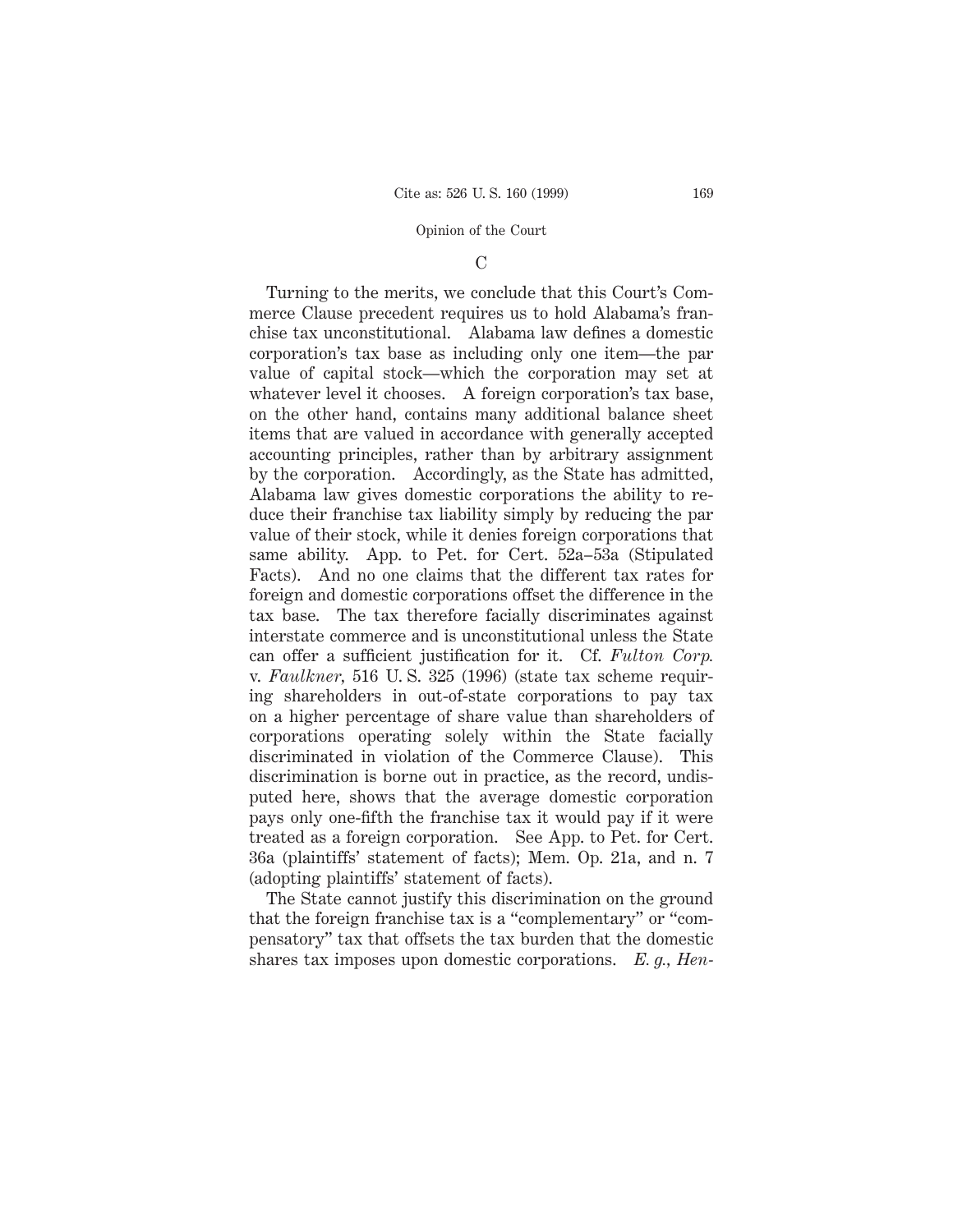C

Turning to the merits, we conclude that this Court's Commerce Clause precedent requires us to hold Alabama's franchise tax unconstitutional. Alabama law defines a domestic corporation's tax base as including only one item—the par value of capital stock—which the corporation may set at whatever level it chooses. A foreign corporation's tax base, on the other hand, contains many additional balance sheet items that are valued in accordance with generally accepted accounting principles, rather than by arbitrary assignment by the corporation. Accordingly, as the State has admitted, Alabama law gives domestic corporations the ability to reduce their franchise tax liability simply by reducing the par value of their stock, while it denies foreign corporations that same ability. App. to Pet. for Cert. 52a–53a (Stipulated Facts). And no one claims that the different tax rates for foreign and domestic corporations offset the difference in the tax base. The tax therefore facially discriminates against interstate commerce and is unconstitutional unless the State can offer a sufficient justification for it. Cf. *Fulton Corp.* v. *Faulkner*, 516 U. S. 325 (1996) (state tax scheme requiring shareholders in out-of-state corporations to pay tax on a higher percentage of share value than shareholders of corporations operating solely within the State facially discriminated in violation of the Commerce Clause). This discrimination is borne out in practice, as the record, undisputed here, shows that the average domestic corporation pays only one-fifth the franchise tax it would pay if it were treated as a foreign corporation. See App. to Pet. for Cert. 36a (plaintiffs' statement of facts); Mem. Op. 21a, and n. 7 (adopting plaintiffs' statement of facts).

The State cannot justify this discrimination on the ground that the foreign franchise tax is a "complementary" or "compensatory" tax that offsets the tax burden that the domestic shares tax imposes upon domestic corporations. *E. g., Hen-*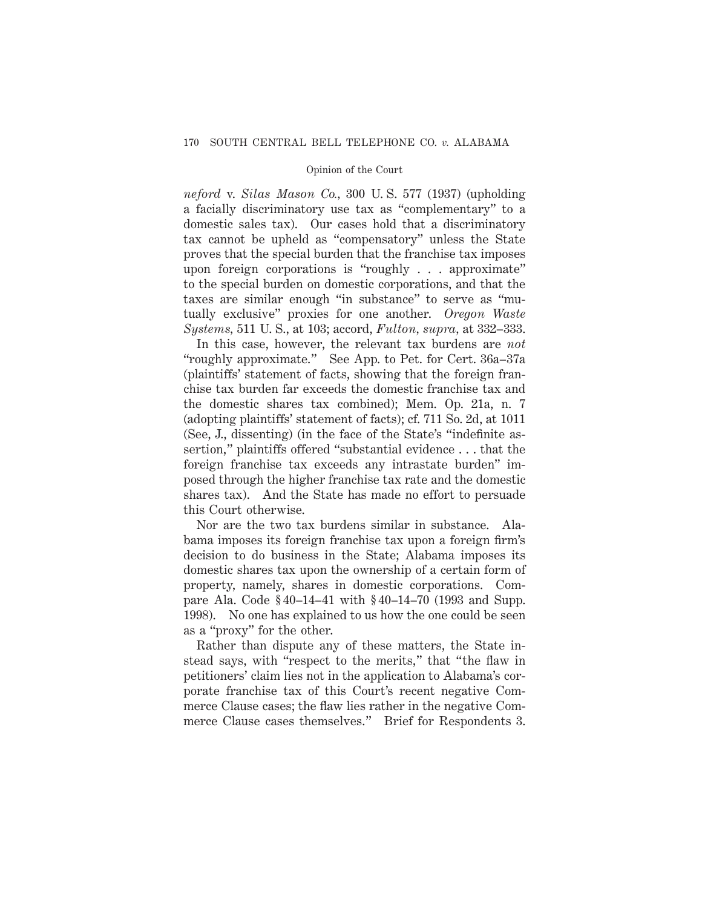*neford* v. *Silas Mason Co.*, 300 U. S. 577 (1937) (upholding a facially discriminatory use tax as "complementary" to a domestic sales tax). Our cases hold that a discriminatory tax cannot be upheld as "compensatory" unless the State proves that the special burden that the franchise tax imposes upon foreign corporations is "roughly . . . approximate" to the special burden on domestic corporations, and that the taxes are similar enough "in substance" to serve as "mutually exclusive" proxies for one another. *Oregon Waste Systems*, 511 U. S., at 103; accord, *Fulton*, *supra*, at 332–333.

In this case, however, the relevant tax burdens are *not* "roughly approximate." See App. to Pet. for Cert. 36a–37a (plaintiffs' statement of facts, showing that the foreign franchise tax burden far exceeds the domestic franchise tax and the domestic shares tax combined); Mem. Op. 21a, n. 7 (adopting plaintiffs' statement of facts); cf. 711 So. 2d, at 1011 (See, J., dissenting) (in the face of the State's "indefinite assertion," plaintiffs offered "substantial evidence . . . that the foreign franchise tax exceeds any intrastate burden" imposed through the higher franchise tax rate and the domestic shares tax). And the State has made no effort to persuade this Court otherwise.

Nor are the two tax burdens similar in substance. Alabama imposes its foreign franchise tax upon a foreign firm's decision to do business in the State; Alabama imposes its domestic shares tax upon the ownership of a certain form of property, namely, shares in domestic corporations. Compare Ala. Code § 40–14–41 with § 40–14–70 (1993 and Supp. 1998). No one has explained to us how the one could be seen as a "proxy" for the other.

Rather than dispute any of these matters, the State instead says, with "respect to the merits," that "the flaw in petitioners' claim lies not in the application to Alabama's corporate franchise tax of this Court's recent negative Commerce Clause cases; the flaw lies rather in the negative Commerce Clause cases themselves." Brief for Respondents 3.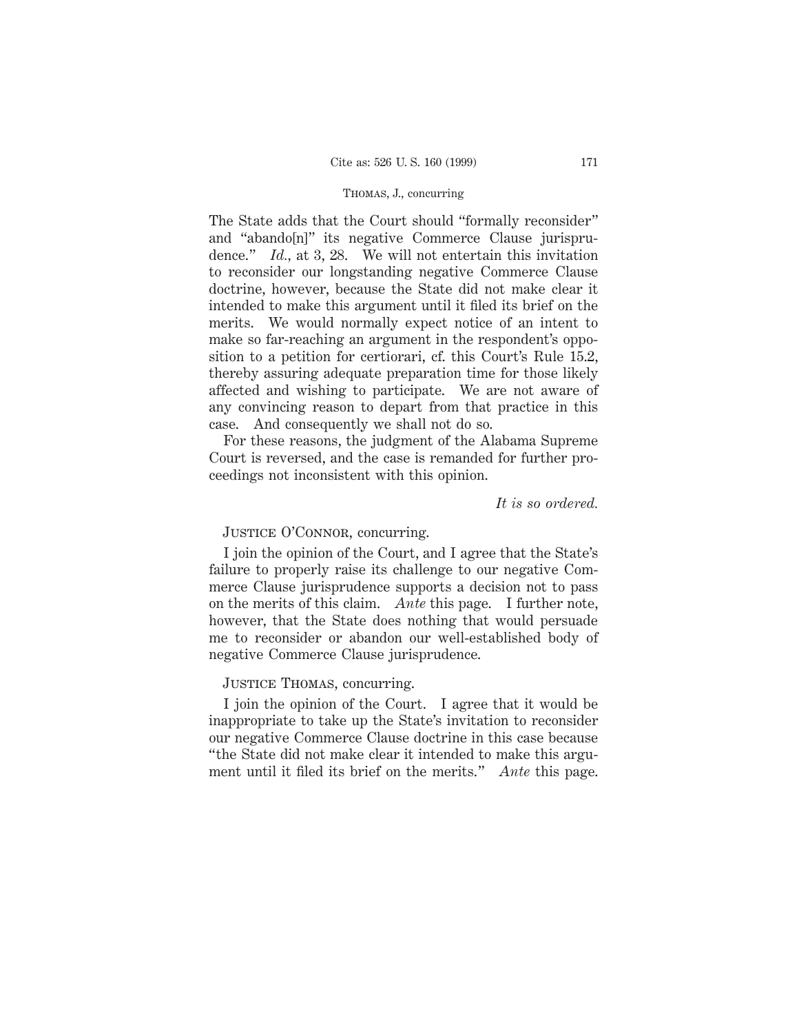The State adds that the Court should "formally reconsider" and "abando[n]" its negative Commerce Clause jurisprudence." *Id.*, at 3, 28. We will not entertain this invitation to reconsider our longstanding negative Commerce Clause doctrine, however, because the State did not make clear it intended to make this argument until it filed its brief on the merits. We would normally expect notice of an intent to make so far-reaching an argument in the respondent's opposition to a petition for certiorari, cf. this Court's Rule 15.2, thereby assuring adequate preparation time for those likely affected and wishing to participate. We are not aware of any convincing reason to depart from that practice in this case. And consequently we shall not do so.

For these reasons, the judgment of the Alabama Supreme Court is reversed, and the case is remanded for further proceedings not inconsistent with this opinion.

*It is so ordered.*

Justice O'Connor, concurring.

I join the opinion of the Court, and I agree that the State's failure to properly raise its challenge to our negative Commerce Clause jurisprudence supports a decision not to pass on the merits of this claim. *Ante* this page. I further note, however, that the State does nothing that would persuade me to reconsider or abandon our well-established body of negative Commerce Clause jurisprudence.

Justice Thomas, concurring.

I join the opinion of the Court. I agree that it would be inappropriate to take up the State's invitation to reconsider our negative Commerce Clause doctrine in this case because "the State did not make clear it intended to make this argument until it filed its brief on the merits." *Ante* this page.